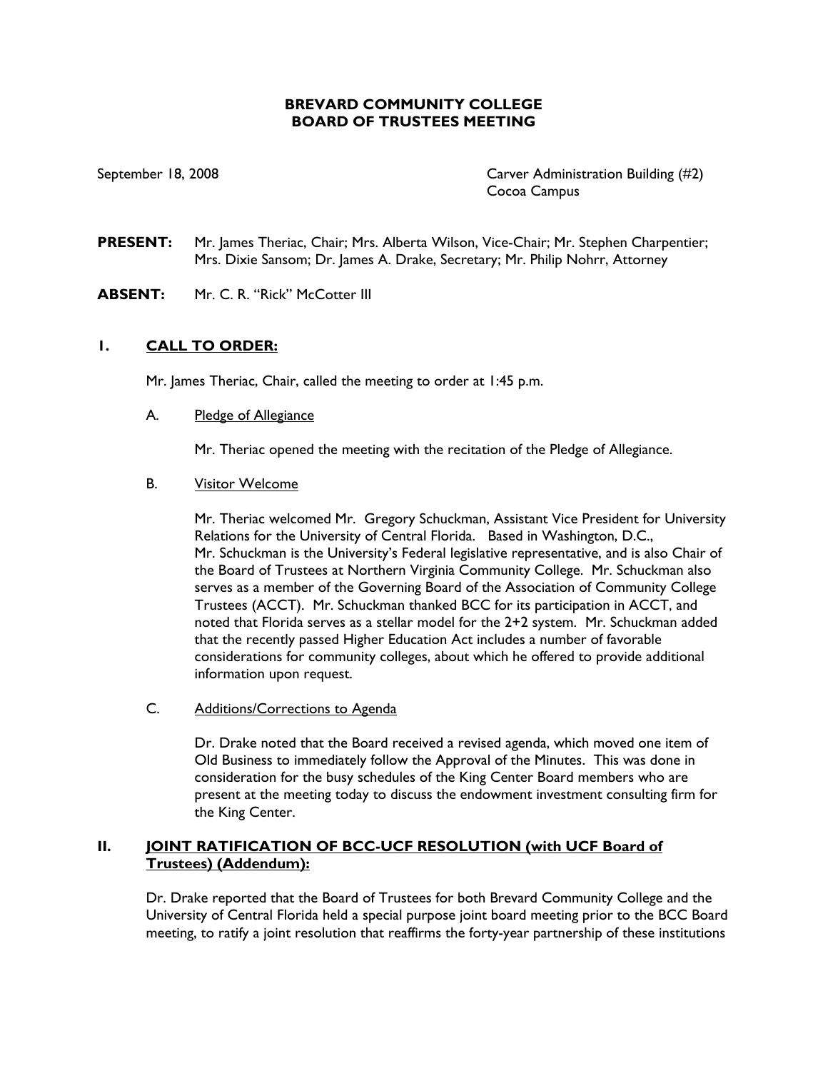# BREVARD COMMUNITY COLLEGE
# BOARD OF TRUSTEES MEETING

September 18, 2008

Carver Administration Building (#2)
Cocoa Campus

**PRESENT:** Mr. James Theriac, Chair; Mrs. Alberta Wilson, Vice-Chair; Mr. Stephen Charpentier; Mrs. Dixie Sansom; Dr. James A. Drake, Secretary; Mr. Philip Nohrr, Attorney

**ABSENT:** Mr. C. R. "Rick" McCotter III

## I. <u>CALL TO ORDER:</u>

Mr. James Theriac, Chair, called the meeting to order at 1:45 p.m.

A. <u>Pledge of Allegiance</u>

Mr. Theriac opened the meeting with the recitation of the Pledge of Allegiance.

B. <u>Visitor Welcome</u>

Mr. Theriac welcomed Mr. Gregory Schuckman, Assistant Vice President for University Relations for the University of Central Florida. Based in Washington, D.C., Mr. Schuckman is the University's Federal legislative representative, and is also Chair of the Board of Trustees at Northern Virginia Community College. Mr. Schuckman also serves as a member of the Governing Board of the Association of Community College Trustees (ACCT). Mr. Schuckman thanked BCC for its participation in ACCT, and noted that Florida serves as a stellar model for the 2+2 system. Mr. Schuckman added that the recently passed Higher Education Act includes a number of favorable considerations for community colleges, about which he offered to provide additional information upon request.

C. <u>Additions/Corrections to Agenda</u>

Dr. Drake noted that the Board received a revised agenda, which moved one item of Old Business to immediately follow the Approval of the Minutes. This was done in consideration for the busy schedules of the King Center Board members who are present at the meeting today to discuss the endowment investment consulting firm for the King Center.

## II. <u>JOINT RATIFICATION OF BCC-UCF RESOLUTION (with UCF Board of Trustees) (Addendum):</u>

Dr. Drake reported that the Board of Trustees for both Brevard Community College and the University of Central Florida held a special purpose joint board meeting prior to the BCC Board meeting, to ratify a joint resolution that reaffirms the forty-year partnership of these institutions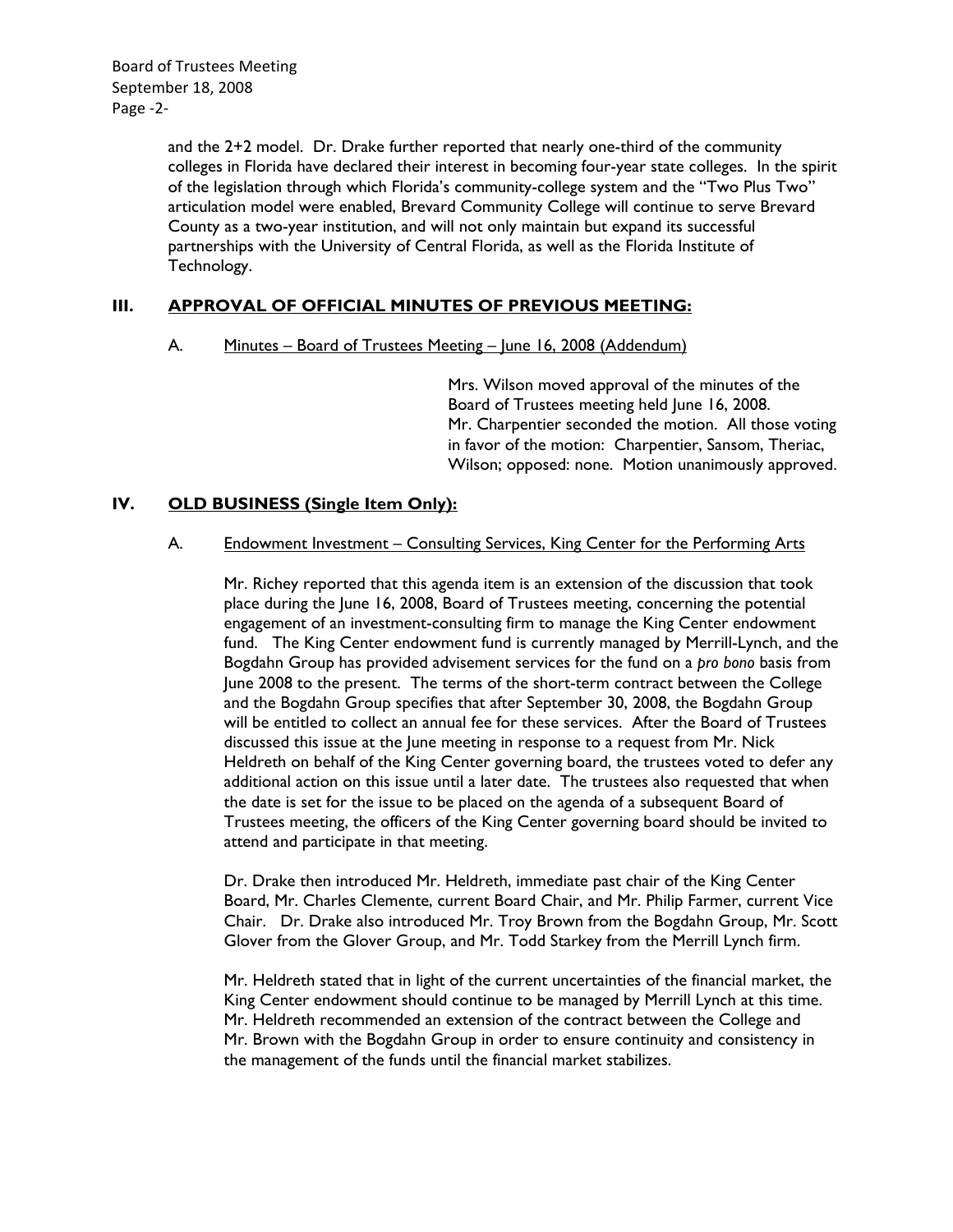and the 2+2 model. Dr. Drake further reported that nearly one-third of the community colleges in Florida have declared their interest in becoming four-year state colleges. In the spirit of the legislation through which Florida's community-college system and the "Two Plus Two" articulation model were enabled, Brevard Community College will continue to serve Brevard County as a two-year institution, and will not only maintain but expand its successful partnerships with the University of Central Florida, as well as the Florida Institute of Technology.

## III. APPROVAL OF OFFICIAL MINUTES OF PREVIOUS MEETING:

A. Minutes – Board of Trustees Meeting – June 16, 2008 (Addendum)

Mrs. Wilson moved approval of the minutes of the Board of Trustees meeting held June 16, 2008. Mr. Charpentier seconded the motion. All those voting in favor of the motion: Charpentier, Sansom, Theriac, Wilson; opposed: none. Motion unanimously approved.

## IV. OLD BUSINESS (Single Item Only):

A. Endowment Investment – Consulting Services, King Center for the Performing Arts

Mr. Richey reported that this agenda item is an extension of the discussion that took place during the June 16, 2008, Board of Trustees meeting, concerning the potential engagement of an investment-consulting firm to manage the King Center endowment fund. The King Center endowment fund is currently managed by Merrill-Lynch, and the Bogdahn Group has provided advisement services for the fund on a *pro bono* basis from June 2008 to the present. The terms of the short-term contract between the College and the Bogdahn Group specifies that after September 30, 2008, the Bogdahn Group will be entitled to collect an annual fee for these services. After the Board of Trustees discussed this issue at the June meeting in response to a request from Mr. Nick Heldreth on behalf of the King Center governing board, the trustees voted to defer any additional action on this issue until a later date. The trustees also requested that when the date is set for the issue to be placed on the agenda of a subsequent Board of Trustees meeting, the officers of the King Center governing board should be invited to attend and participate in that meeting.

Dr. Drake then introduced Mr. Heldreth, immediate past chair of the King Center Board, Mr. Charles Clemente, current Board Chair, and Mr. Philip Farmer, current Vice Chair. Dr. Drake also introduced Mr. Troy Brown from the Bogdahn Group, Mr. Scott Glover from the Glover Group, and Mr. Todd Starkey from the Merrill Lynch firm.

Mr. Heldreth stated that in light of the current uncertainties of the financial market, the King Center endowment should continue to be managed by Merrill Lynch at this time. Mr. Heldreth recommended an extension of the contract between the College and Mr. Brown with the Bogdahn Group in order to ensure continuity and consistency in the management of the funds until the financial market stabilizes.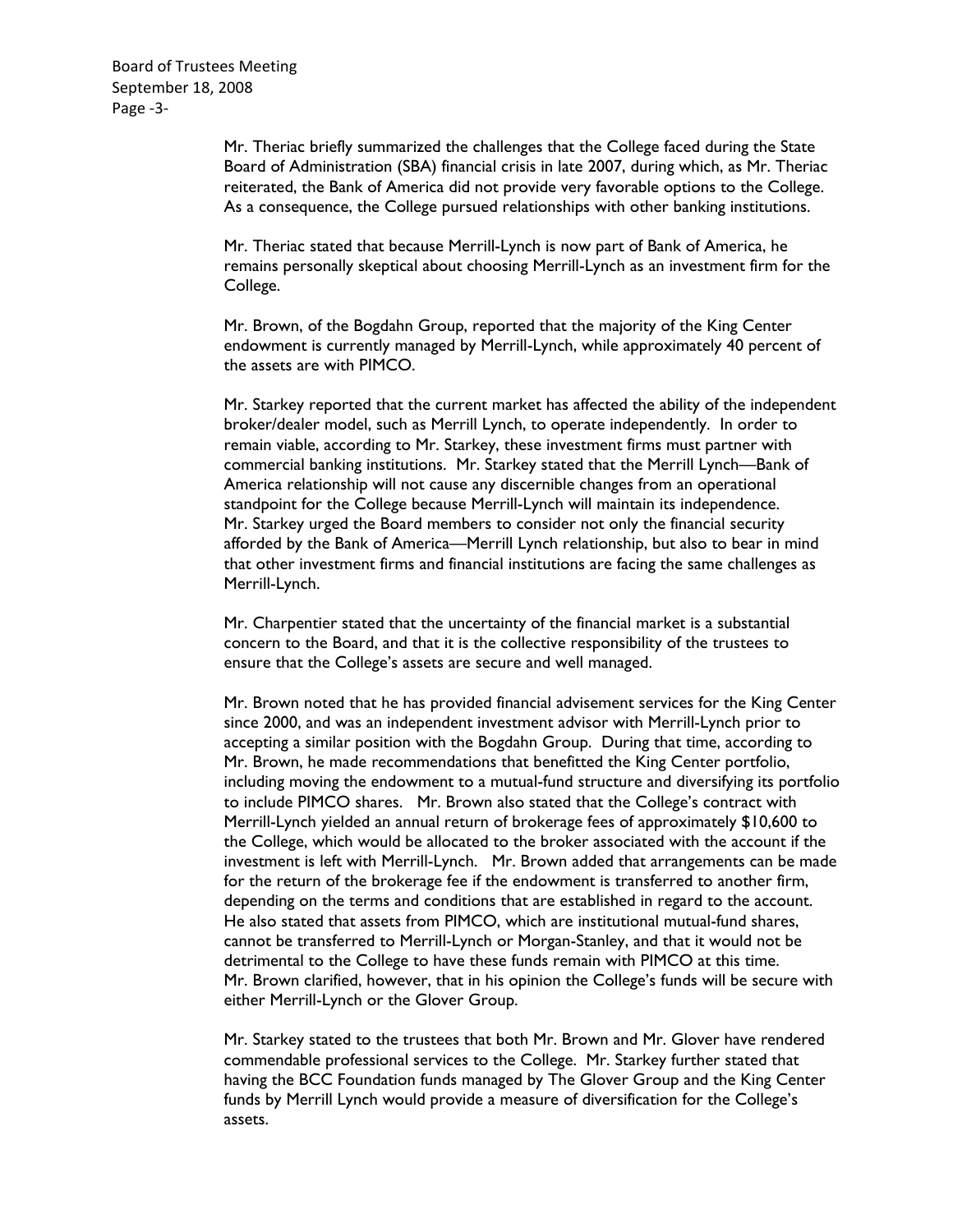Mr. Theriac briefly summarized the challenges that the College faced during the State Board of Administration (SBA) financial crisis in late 2007, during which, as Mr. Theriac reiterated, the Bank of America did not provide very favorable options to the College. As a consequence, the College pursued relationships with other banking institutions.

Mr. Theriac stated that because Merrill-Lynch is now part of Bank of America, he remains personally skeptical about choosing Merrill-Lynch as an investment firm for the College.

Mr. Brown, of the Bogdahn Group, reported that the majority of the King Center endowment is currently managed by Merrill-Lynch, while approximately 40 percent of the assets are with PIMCO.

Mr. Starkey reported that the current market has affected the ability of the independent broker/dealer model, such as Merrill Lynch, to operate independently. In order to remain viable, according to Mr. Starkey, these investment firms must partner with commercial banking institutions. Mr. Starkey stated that the Merrill Lynch—Bank of America relationship will not cause any discernible changes from an operational standpoint for the College because Merrill-Lynch will maintain its independence. Mr. Starkey urged the Board members to consider not only the financial security afforded by the Bank of America—Merrill Lynch relationship, but also to bear in mind that other investment firms and financial institutions are facing the same challenges as Merrill-Lynch.

Mr. Charpentier stated that the uncertainty of the financial market is a substantial concern to the Board, and that it is the collective responsibility of the trustees to ensure that the College's assets are secure and well managed.

Mr. Brown noted that he has provided financial advisement services for the King Center since 2000, and was an independent investment advisor with Merrill-Lynch prior to accepting a similar position with the Bogdahn Group. During that time, according to Mr. Brown, he made recommendations that benefitted the King Center portfolio, including moving the endowment to a mutual-fund structure and diversifying its portfolio to include PIMCO shares. Mr. Brown also stated that the College's contract with Merrill-Lynch yielded an annual return of brokerage fees of approximately $10,600 to the College, which would be allocated to the broker associated with the account if the investment is left with Merrill-Lynch. Mr. Brown added that arrangements can be made for the return of the brokerage fee if the endowment is transferred to another firm, depending on the terms and conditions that are established in regard to the account. He also stated that assets from PIMCO, which are institutional mutual-fund shares, cannot be transferred to Merrill-Lynch or Morgan-Stanley, and that it would not be detrimental to the College to have these funds remain with PIMCO at this time. Mr. Brown clarified, however, that in his opinion the College's funds will be secure with either Merrill-Lynch or the Glover Group.

Mr. Starkey stated to the trustees that both Mr. Brown and Mr. Glover have rendered commendable professional services to the College. Mr. Starkey further stated that having the BCC Foundation funds managed by The Glover Group and the King Center funds by Merrill Lynch would provide a measure of diversification for the College's assets.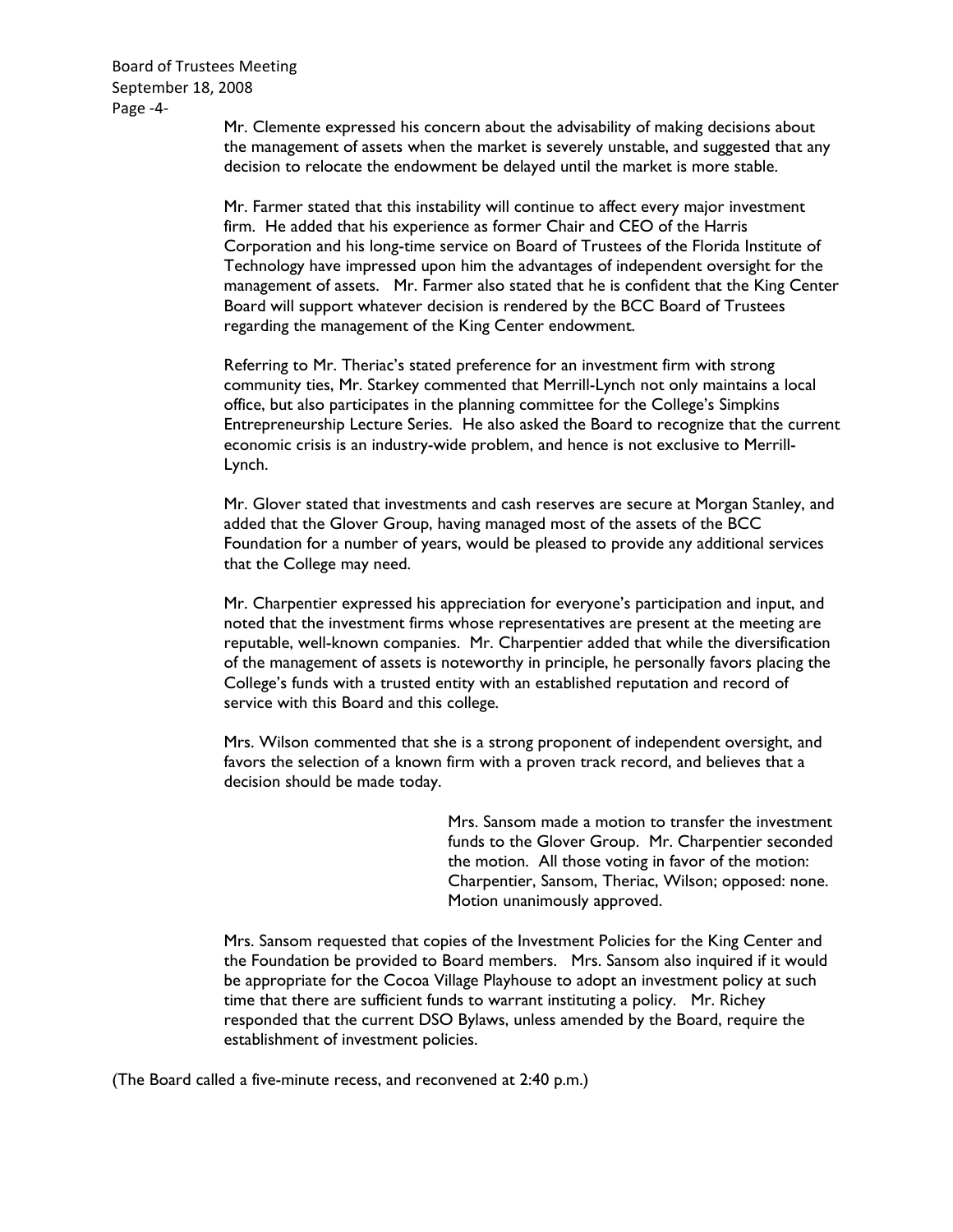Mr. Clemente expressed his concern about the advisability of making decisions about the management of assets when the market is severely unstable, and suggested that any decision to relocate the endowment be delayed until the market is more stable.

Mr. Farmer stated that this instability will continue to affect every major investment firm. He added that his experience as former Chair and CEO of the Harris Corporation and his long-time service on Board of Trustees of the Florida Institute of Technology have impressed upon him the advantages of independent oversight for the management of assets. Mr. Farmer also stated that he is confident that the King Center Board will support whatever decision is rendered by the BCC Board of Trustees regarding the management of the King Center endowment.

Referring to Mr. Theriac's stated preference for an investment firm with strong community ties, Mr. Starkey commented that Merrill-Lynch not only maintains a local office, but also participates in the planning committee for the College's Simpkins Entrepreneurship Lecture Series. He also asked the Board to recognize that the current economic crisis is an industry-wide problem, and hence is not exclusive to Merrill-Lynch.

Mr. Glover stated that investments and cash reserves are secure at Morgan Stanley, and added that the Glover Group, having managed most of the assets of the BCC Foundation for a number of years, would be pleased to provide any additional services that the College may need.

Mr. Charpentier expressed his appreciation for everyone's participation and input, and noted that the investment firms whose representatives are present at the meeting are reputable, well-known companies. Mr. Charpentier added that while the diversification of the management of assets is noteworthy in principle, he personally favors placing the College's funds with a trusted entity with an established reputation and record of service with this Board and this college.

Mrs. Wilson commented that she is a strong proponent of independent oversight, and favors the selection of a known firm with a proven track record, and believes that a decision should be made today.

Mrs. Sansom made a motion to transfer the investment funds to the Glover Group. Mr. Charpentier seconded the motion. All those voting in favor of the motion: Charpentier, Sansom, Theriac, Wilson; opposed: none. Motion unanimously approved.

Mrs. Sansom requested that copies of the Investment Policies for the King Center and the Foundation be provided to Board members. Mrs. Sansom also inquired if it would be appropriate for the Cocoa Village Playhouse to adopt an investment policy at such time that there are sufficient funds to warrant instituting a policy. Mr. Richey responded that the current DSO Bylaws, unless amended by the Board, require the establishment of investment policies.

(The Board called a five-minute recess, and reconvened at 2:40 p.m.)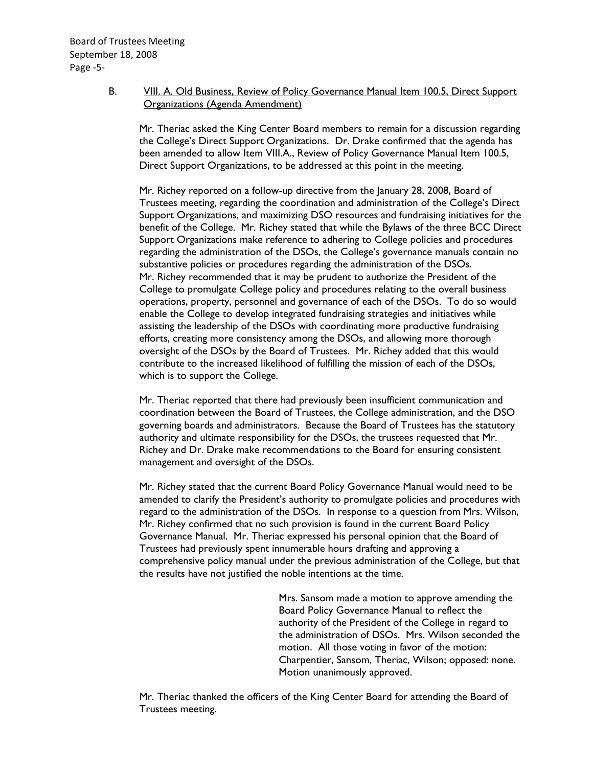B. VIII. A. Old Business, Review of Policy Governance Manual Item 100.5, Direct Support Organizations (Agenda Amendment)

Mr. Theriac asked the King Center Board members to remain for a discussion regarding the College's Direct Support Organizations. Dr. Drake confirmed that the agenda has been amended to allow Item VIII.A., Review of Policy Governance Manual Item 100.5, Direct Support Organizations, to be addressed at this point in the meeting.

Mr. Richey reported on a follow-up directive from the January 28, 2008, Board of Trustees meeting, regarding the coordination and administration of the College's Direct Support Organizations, and maximizing DSO resources and fundraising initiatives for the benefit of the College. Mr. Richey stated that while the Bylaws of the three BCC Direct Support Organizations make reference to adhering to College policies and procedures regarding the administration of the DSOs, the College's governance manuals contain no substantive policies or procedures regarding the administration of the DSOs. Mr. Richey recommended that it may be prudent to authorize the President of the College to promulgate College policy and procedures relating to the overall business operations, property, personnel and governance of each of the DSOs. To do so would enable the College to develop integrated fundraising strategies and initiatives while assisting the leadership of the DSOs with coordinating more productive fundraising efforts, creating more consistency among the DSOs, and allowing more thorough oversight of the DSOs by the Board of Trustees. Mr. Richey added that this would contribute to the increased likelihood of fulfilling the mission of each of the DSOs, which is to support the College.

Mr. Theriac reported that there had previously been insufficient communication and coordination between the Board of Trustees, the College administration, and the DSO governing boards and administrators. Because the Board of Trustees has the statutory authority and ultimate responsibility for the DSOs, the trustees requested that Mr. Richey and Dr. Drake make recommendations to the Board for ensuring consistent management and oversight of the DSOs.

Mr. Richey stated that the current Board Policy Governance Manual would need to be amended to clarify the President's authority to promulgate policies and procedures with regard to the administration of the DSOs. In response to a question from Mrs. Wilson, Mr. Richey confirmed that no such provision is found in the current Board Policy Governance Manual. Mr. Theriac expressed his personal opinion that the Board of Trustees had previously spent innumerable hours drafting and approving a comprehensive policy manual under the previous administration of the College, but that the results have not justified the noble intentions at the time.

Mrs. Sansom made a motion to approve amending the Board Policy Governance Manual to reflect the authority of the President of the College in regard to the administration of DSOs. Mrs. Wilson seconded the motion. All those voting in favor of the motion: Charpentier, Sansom, Theriac, Wilson; opposed: none. Motion unanimously approved.

Mr. Theriac thanked the officers of the King Center Board for attending the Board of Trustees meeting.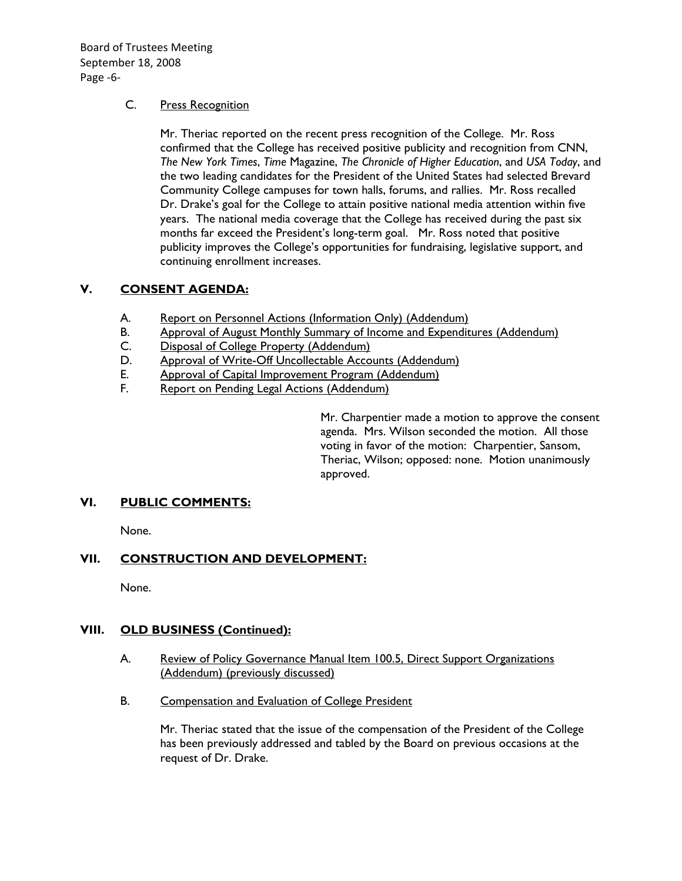C. Press Recognition

Mr. Theriac reported on the recent press recognition of the College. Mr. Ross confirmed that the College has received positive publicity and recognition from CNN, *The New York Times*, *Time* Magazine, *The Chronicle of Higher Education*, and *USA Today*, and the two leading candidates for the President of the United States had selected Brevard Community College campuses for town halls, forums, and rallies. Mr. Ross recalled Dr. Drake's goal for the College to attain positive national media attention within five years. The national media coverage that the College has received during the past six months far exceed the President's long-term goal. Mr. Ross noted that positive publicity improves the College's opportunities for fundraising, legislative support, and continuing enrollment increases.

## V. CONSENT AGENDA:

A. Report on Personnel Actions (Information Only) (Addendum)
B. Approval of August Monthly Summary of Income and Expenditures (Addendum)
C. Disposal of College Property (Addendum)
D. Approval of Write-Off Uncollectable Accounts (Addendum)
E. Approval of Capital Improvement Program (Addendum)
F. Report on Pending Legal Actions (Addendum)

Mr. Charpentier made a motion to approve the consent agenda. Mrs. Wilson seconded the motion. All those voting in favor of the motion: Charpentier, Sansom, Theriac, Wilson; opposed: none. Motion unanimously approved.

## VI. PUBLIC COMMENTS:

None.

## VII. CONSTRUCTION AND DEVELOPMENT:

None.

## VIII. OLD BUSINESS (Continued):

A. Review of Policy Governance Manual Item 100.5, Direct Support Organizations (Addendum) (previously discussed)

B. Compensation and Evaluation of College President

Mr. Theriac stated that the issue of the compensation of the President of the College has been previously addressed and tabled by the Board on previous occasions at the request of Dr. Drake.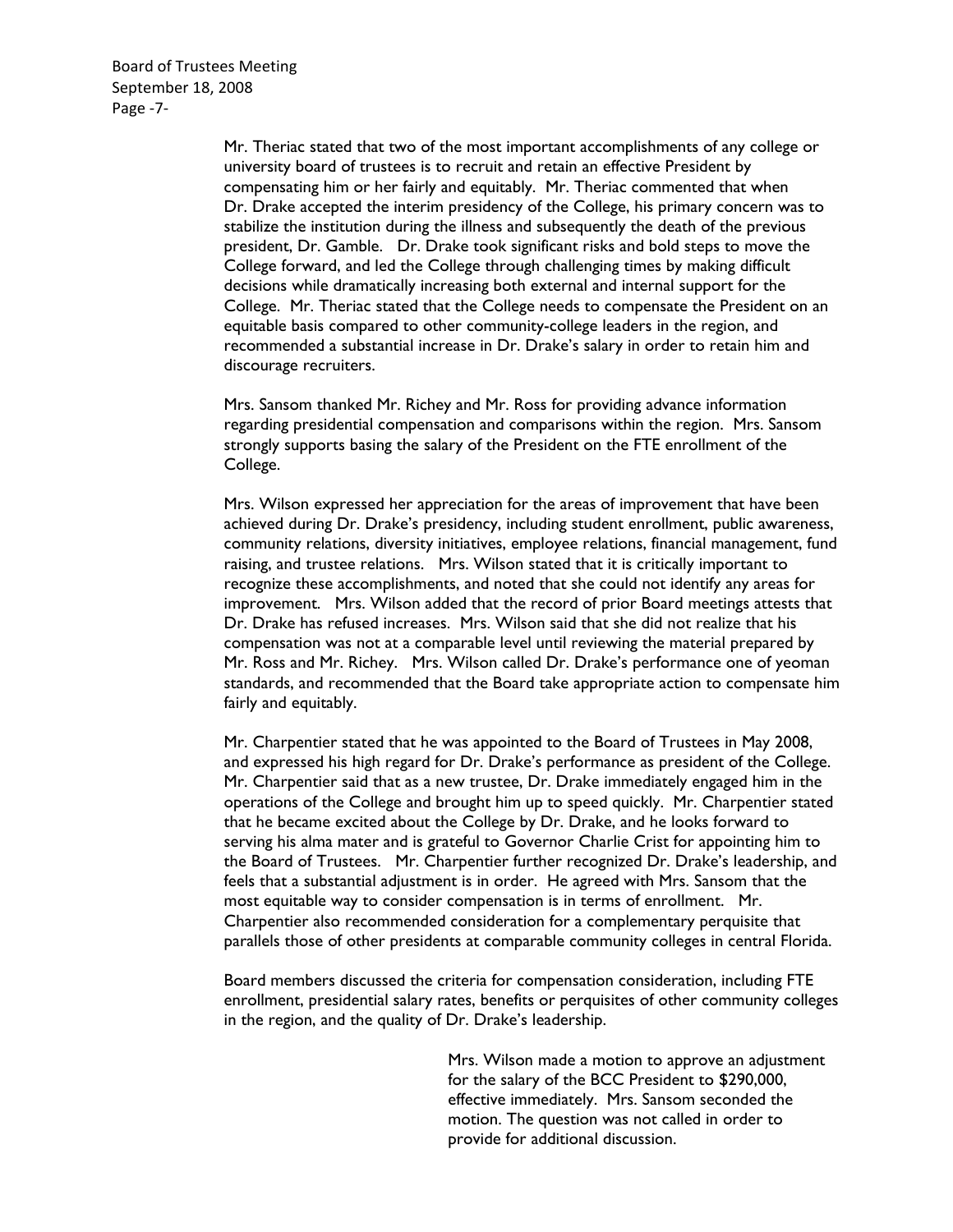Mr. Theriac stated that two of the most important accomplishments of any college or university board of trustees is to recruit and retain an effective President by compensating him or her fairly and equitably. Mr. Theriac commented that when Dr. Drake accepted the interim presidency of the College, his primary concern was to stabilize the institution during the illness and subsequently the death of the previous president, Dr. Gamble. Dr. Drake took significant risks and bold steps to move the College forward, and led the College through challenging times by making difficult decisions while dramatically increasing both external and internal support for the College. Mr. Theriac stated that the College needs to compensate the President on an equitable basis compared to other community-college leaders in the region, and recommended a substantial increase in Dr. Drake's salary in order to retain him and discourage recruiters.

Mrs. Sansom thanked Mr. Richey and Mr. Ross for providing advance information regarding presidential compensation and comparisons within the region. Mrs. Sansom strongly supports basing the salary of the President on the FTE enrollment of the College.

Mrs. Wilson expressed her appreciation for the areas of improvement that have been achieved during Dr. Drake's presidency, including student enrollment, public awareness, community relations, diversity initiatives, employee relations, financial management, fund raising, and trustee relations. Mrs. Wilson stated that it is critically important to recognize these accomplishments, and noted that she could not identify any areas for improvement. Mrs. Wilson added that the record of prior Board meetings attests that Dr. Drake has refused increases. Mrs. Wilson said that she did not realize that his compensation was not at a comparable level until reviewing the material prepared by Mr. Ross and Mr. Richey. Mrs. Wilson called Dr. Drake's performance one of yeoman standards, and recommended that the Board take appropriate action to compensate him fairly and equitably.

Mr. Charpentier stated that he was appointed to the Board of Trustees in May 2008, and expressed his high regard for Dr. Drake's performance as president of the College. Mr. Charpentier said that as a new trustee, Dr. Drake immediately engaged him in the operations of the College and brought him up to speed quickly. Mr. Charpentier stated that he became excited about the College by Dr. Drake, and he looks forward to serving his alma mater and is grateful to Governor Charlie Crist for appointing him to the Board of Trustees. Mr. Charpentier further recognized Dr. Drake's leadership, and feels that a substantial adjustment is in order. He agreed with Mrs. Sansom that the most equitable way to consider compensation is in terms of enrollment. Mr. Charpentier also recommended consideration for a complementary perquisite that parallels those of other presidents at comparable community colleges in central Florida.

Board members discussed the criteria for compensation consideration, including FTE enrollment, presidential salary rates, benefits or perquisites of other community colleges in the region, and the quality of Dr. Drake's leadership.

Mrs. Wilson made a motion to approve an adjustment for the salary of the BCC President to $290,000, effective immediately. Mrs. Sansom seconded the motion. The question was not called in order to provide for additional discussion.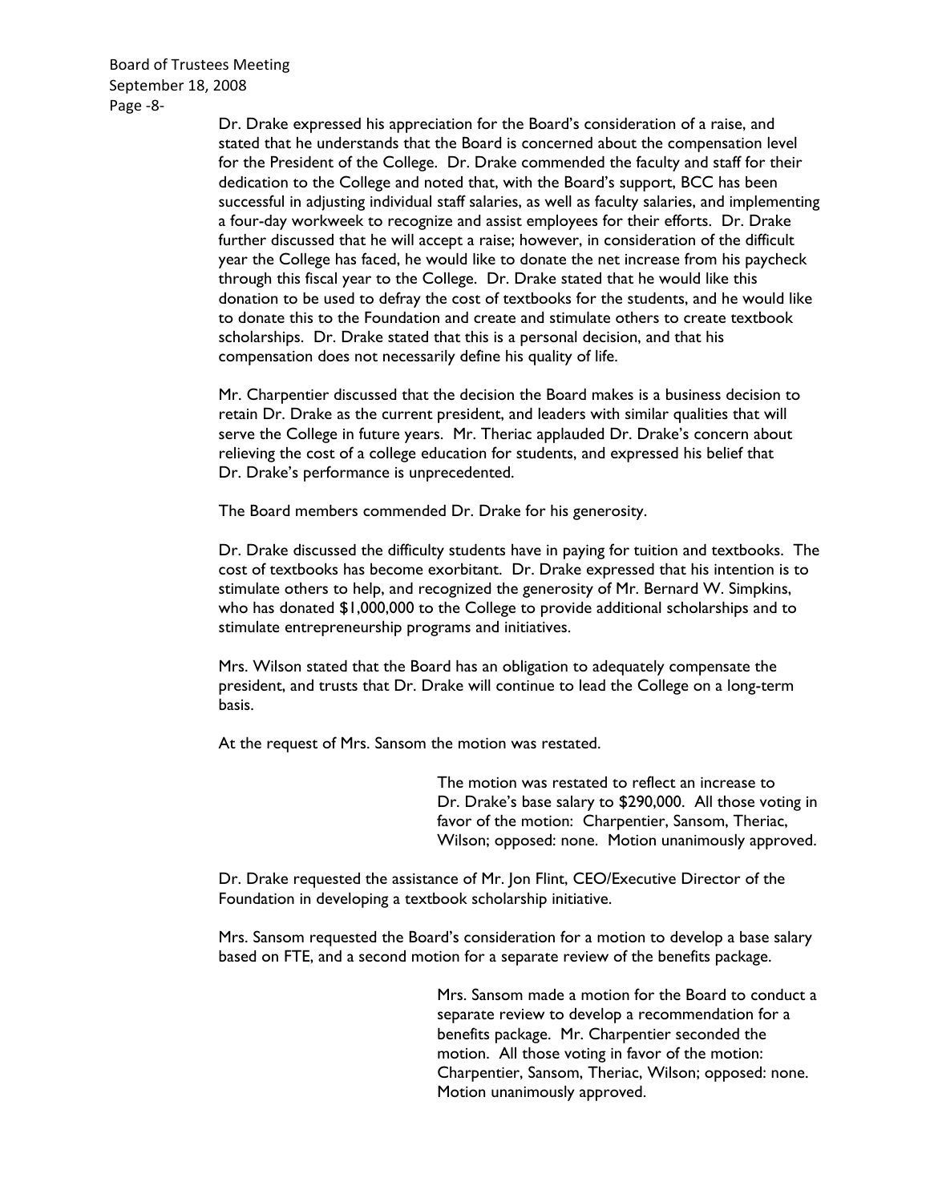Dr. Drake expressed his appreciation for the Board's consideration of a raise, and stated that he understands that the Board is concerned about the compensation level for the President of the College. Dr. Drake commended the faculty and staff for their dedication to the College and noted that, with the Board's support, BCC has been successful in adjusting individual staff salaries, as well as faculty salaries, and implementing a four-day workweek to recognize and assist employees for their efforts. Dr. Drake further discussed that he will accept a raise; however, in consideration of the difficult year the College has faced, he would like to donate the net increase from his paycheck through this fiscal year to the College. Dr. Drake stated that he would like this donation to be used to defray the cost of textbooks for the students, and he would like to donate this to the Foundation and create and stimulate others to create textbook scholarships. Dr. Drake stated that this is a personal decision, and that his compensation does not necessarily define his quality of life.

Mr. Charpentier discussed that the decision the Board makes is a business decision to retain Dr. Drake as the current president, and leaders with similar qualities that will serve the College in future years. Mr. Theriac applauded Dr. Drake's concern about relieving the cost of a college education for students, and expressed his belief that Dr. Drake's performance is unprecedented.

The Board members commended Dr. Drake for his generosity.

Dr. Drake discussed the difficulty students have in paying for tuition and textbooks. The cost of textbooks has become exorbitant. Dr. Drake expressed that his intention is to stimulate others to help, and recognized the generosity of Mr. Bernard W. Simpkins, who has donated $1,000,000 to the College to provide additional scholarships and to stimulate entrepreneurship programs and initiatives.

Mrs. Wilson stated that the Board has an obligation to adequately compensate the president, and trusts that Dr. Drake will continue to lead the College on a long-term basis.

At the request of Mrs. Sansom the motion was restated.

> The motion was restated to reflect an increase to Dr. Drake's base salary to $290,000. All those voting in favor of the motion: Charpentier, Sansom, Theriac, Wilson; opposed: none. Motion unanimously approved.

Dr. Drake requested the assistance of Mr. Jon Flint, CEO/Executive Director of the Foundation in developing a textbook scholarship initiative.

Mrs. Sansom requested the Board's consideration for a motion to develop a base salary based on FTE, and a second motion for a separate review of the benefits package.

> Mrs. Sansom made a motion for the Board to conduct a separate review to develop a recommendation for a benefits package. Mr. Charpentier seconded the motion. All those voting in favor of the motion: Charpentier, Sansom, Theriac, Wilson; opposed: none. Motion unanimously approved.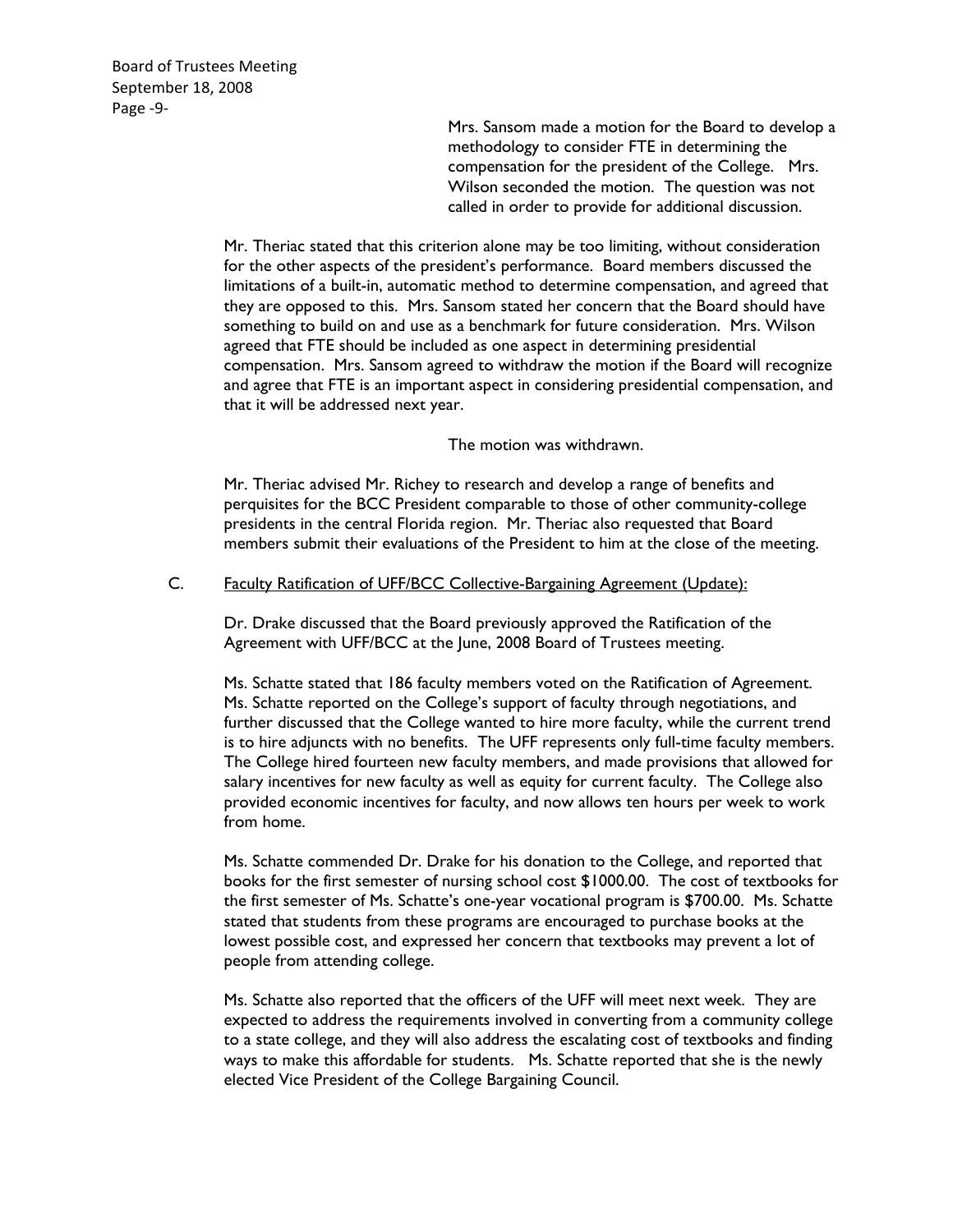Mrs. Sansom made a motion for the Board to develop a methodology to consider FTE in determining the compensation for the president of the College. Mrs. Wilson seconded the motion. The question was not called in order to provide for additional discussion.

Mr. Theriac stated that this criterion alone may be too limiting, without consideration for the other aspects of the president's performance. Board members discussed the limitations of a built-in, automatic method to determine compensation, and agreed that they are opposed to this. Mrs. Sansom stated her concern that the Board should have something to build on and use as a benchmark for future consideration. Mrs. Wilson agreed that FTE should be included as one aspect in determining presidential compensation. Mrs. Sansom agreed to withdraw the motion if the Board will recognize and agree that FTE is an important aspect in considering presidential compensation, and that it will be addressed next year.

The motion was withdrawn.

Mr. Theriac advised Mr. Richey to research and develop a range of benefits and perquisites for the BCC President comparable to those of other community-college presidents in the central Florida region. Mr. Theriac also requested that Board members submit their evaluations of the President to him at the close of the meeting.

C. Faculty Ratification of UFF/BCC Collective-Bargaining Agreement (Update):

Dr. Drake discussed that the Board previously approved the Ratification of the Agreement with UFF/BCC at the June, 2008 Board of Trustees meeting.

Ms. Schatte stated that 186 faculty members voted on the Ratification of Agreement. Ms. Schatte reported on the College's support of faculty through negotiations, and further discussed that the College wanted to hire more faculty, while the current trend is to hire adjuncts with no benefits. The UFF represents only full-time faculty members. The College hired fourteen new faculty members, and made provisions that allowed for salary incentives for new faculty as well as equity for current faculty. The College also provided economic incentives for faculty, and now allows ten hours per week to work from home.

Ms. Schatte commended Dr. Drake for his donation to the College, and reported that books for the first semester of nursing school cost $1000.00. The cost of textbooks for the first semester of Ms. Schatte's one-year vocational program is $700.00. Ms. Schatte stated that students from these programs are encouraged to purchase books at the lowest possible cost, and expressed her concern that textbooks may prevent a lot of people from attending college.

Ms. Schatte also reported that the officers of the UFF will meet next week. They are expected to address the requirements involved in converting from a community college to a state college, and they will also address the escalating cost of textbooks and finding ways to make this affordable for students. Ms. Schatte reported that she is the newly elected Vice President of the College Bargaining Council.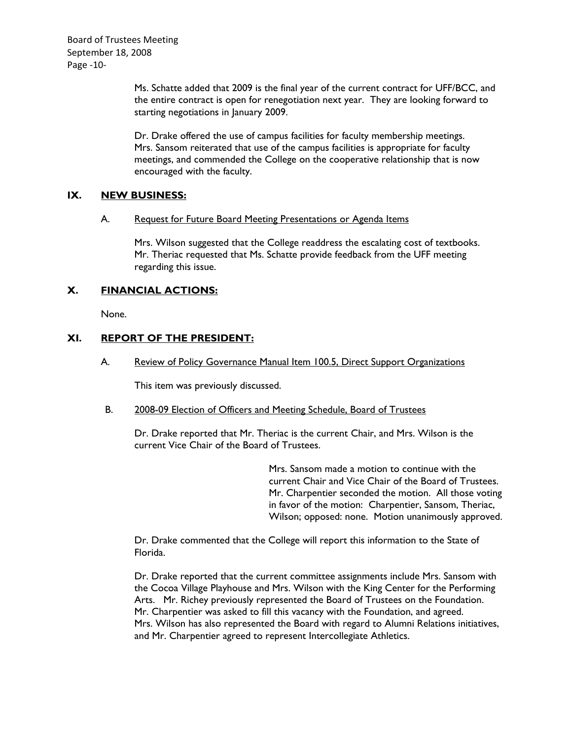Ms. Schatte added that 2009 is the final year of the current contract for UFF/BCC, and the entire contract is open for renegotiation next year. They are looking forward to starting negotiations in January 2009.

Dr. Drake offered the use of campus facilities for faculty membership meetings. Mrs. Sansom reiterated that use of the campus facilities is appropriate for faculty meetings, and commended the College on the cooperative relationship that is now encouraged with the faculty.

## IX. NEW BUSINESS:

A. Request for Future Board Meeting Presentations or Agenda Items

Mrs. Wilson suggested that the College readdress the escalating cost of textbooks. Mr. Theriac requested that Ms. Schatte provide feedback from the UFF meeting regarding this issue.

## X. FINANCIAL ACTIONS:

None.

## XI. REPORT OF THE PRESIDENT:

A. Review of Policy Governance Manual Item 100.5, Direct Support Organizations

This item was previously discussed.

B. 2008-09 Election of Officers and Meeting Schedule, Board of Trustees

Dr. Drake reported that Mr. Theriac is the current Chair, and Mrs. Wilson is the current Vice Chair of the Board of Trustees.

> Mrs. Sansom made a motion to continue with the current Chair and Vice Chair of the Board of Trustees. Mr. Charpentier seconded the motion. All those voting in favor of the motion: Charpentier, Sansom, Theriac, Wilson; opposed: none. Motion unanimously approved.

Dr. Drake commented that the College will report this information to the State of Florida.

Dr. Drake reported that the current committee assignments include Mrs. Sansom with the Cocoa Village Playhouse and Mrs. Wilson with the King Center for the Performing Arts. Mr. Richey previously represented the Board of Trustees on the Foundation. Mr. Charpentier was asked to fill this vacancy with the Foundation, and agreed. Mrs. Wilson has also represented the Board with regard to Alumni Relations initiatives, and Mr. Charpentier agreed to represent Intercollegiate Athletics.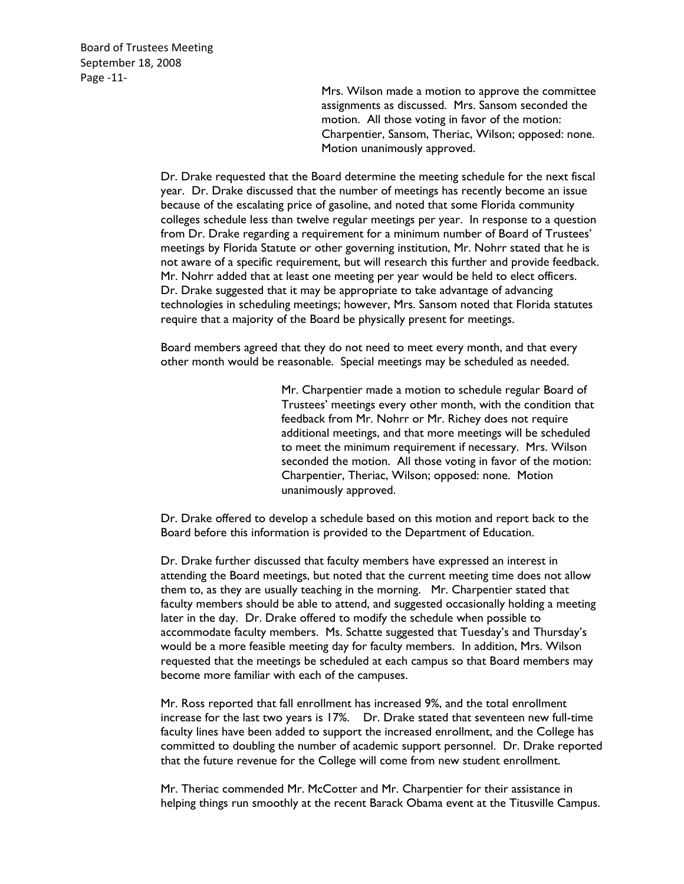Mrs. Wilson made a motion to approve the committee assignments as discussed. Mrs. Sansom seconded the motion. All those voting in favor of the motion: Charpentier, Sansom, Theriac, Wilson; opposed: none. Motion unanimously approved.

Dr. Drake requested that the Board determine the meeting schedule for the next fiscal year. Dr. Drake discussed that the number of meetings has recently become an issue because of the escalating price of gasoline, and noted that some Florida community colleges schedule less than twelve regular meetings per year. In response to a question from Dr. Drake regarding a requirement for a minimum number of Board of Trustees' meetings by Florida Statute or other governing institution, Mr. Nohrr stated that he is not aware of a specific requirement, but will research this further and provide feedback. Mr. Nohrr added that at least one meeting per year would be held to elect officers. Dr. Drake suggested that it may be appropriate to take advantage of advancing technologies in scheduling meetings; however, Mrs. Sansom noted that Florida statutes require that a majority of the Board be physically present for meetings.

Board members agreed that they do not need to meet every month, and that every other month would be reasonable. Special meetings may be scheduled as needed.

Mr. Charpentier made a motion to schedule regular Board of Trustees' meetings every other month, with the condition that feedback from Mr. Nohrr or Mr. Richey does not require additional meetings, and that more meetings will be scheduled to meet the minimum requirement if necessary. Mrs. Wilson seconded the motion. All those voting in favor of the motion: Charpentier, Theriac, Wilson; opposed: none. Motion unanimously approved.

Dr. Drake offered to develop a schedule based on this motion and report back to the Board before this information is provided to the Department of Education.

Dr. Drake further discussed that faculty members have expressed an interest in attending the Board meetings, but noted that the current meeting time does not allow them to, as they are usually teaching in the morning. Mr. Charpentier stated that faculty members should be able to attend, and suggested occasionally holding a meeting later in the day. Dr. Drake offered to modify the schedule when possible to accommodate faculty members. Ms. Schatte suggested that Tuesday's and Thursday's would be a more feasible meeting day for faculty members. In addition, Mrs. Wilson requested that the meetings be scheduled at each campus so that Board members may become more familiar with each of the campuses.

Mr. Ross reported that fall enrollment has increased 9%, and the total enrollment increase for the last two years is 17%. Dr. Drake stated that seventeen new full-time faculty lines have been added to support the increased enrollment, and the College has committed to doubling the number of academic support personnel. Dr. Drake reported that the future revenue for the College will come from new student enrollment.

Mr. Theriac commended Mr. McCotter and Mr. Charpentier for their assistance in helping things run smoothly at the recent Barack Obama event at the Titusville Campus.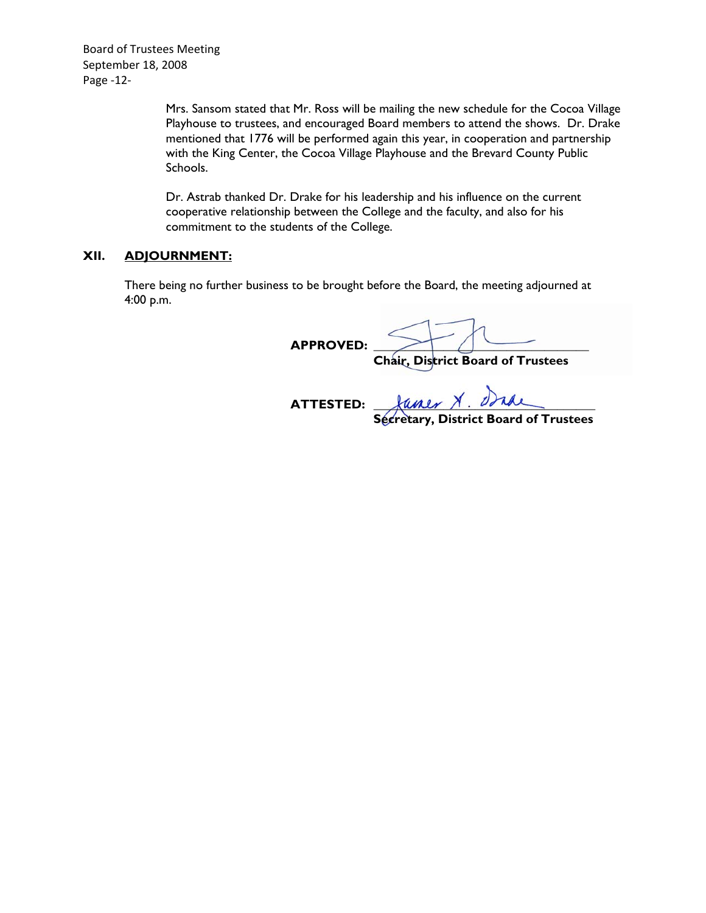Mrs. Sansom stated that Mr. Ross will be mailing the new schedule for the Cocoa Village Playhouse to trustees, and encouraged Board members to attend the shows. Dr. Drake mentioned that 1776 will be performed again this year, in cooperation and partnership with the King Center, the Cocoa Village Playhouse and the Brevard County Public Schools.

Dr. Astrab thanked Dr. Drake for his leadership and his influence on the current cooperative relationship between the College and the faculty, and also for his commitment to the students of the College.

## XII. ADJOURNMENT:

There being no further business to be brought before the Board, the meeting adjourned at 4:00 p.m.

**APPROVED:** ______________________________
**Chair, District Board of Trustees**

**ATTESTED:** ______________________________
**Secretary, District Board of Trustees**